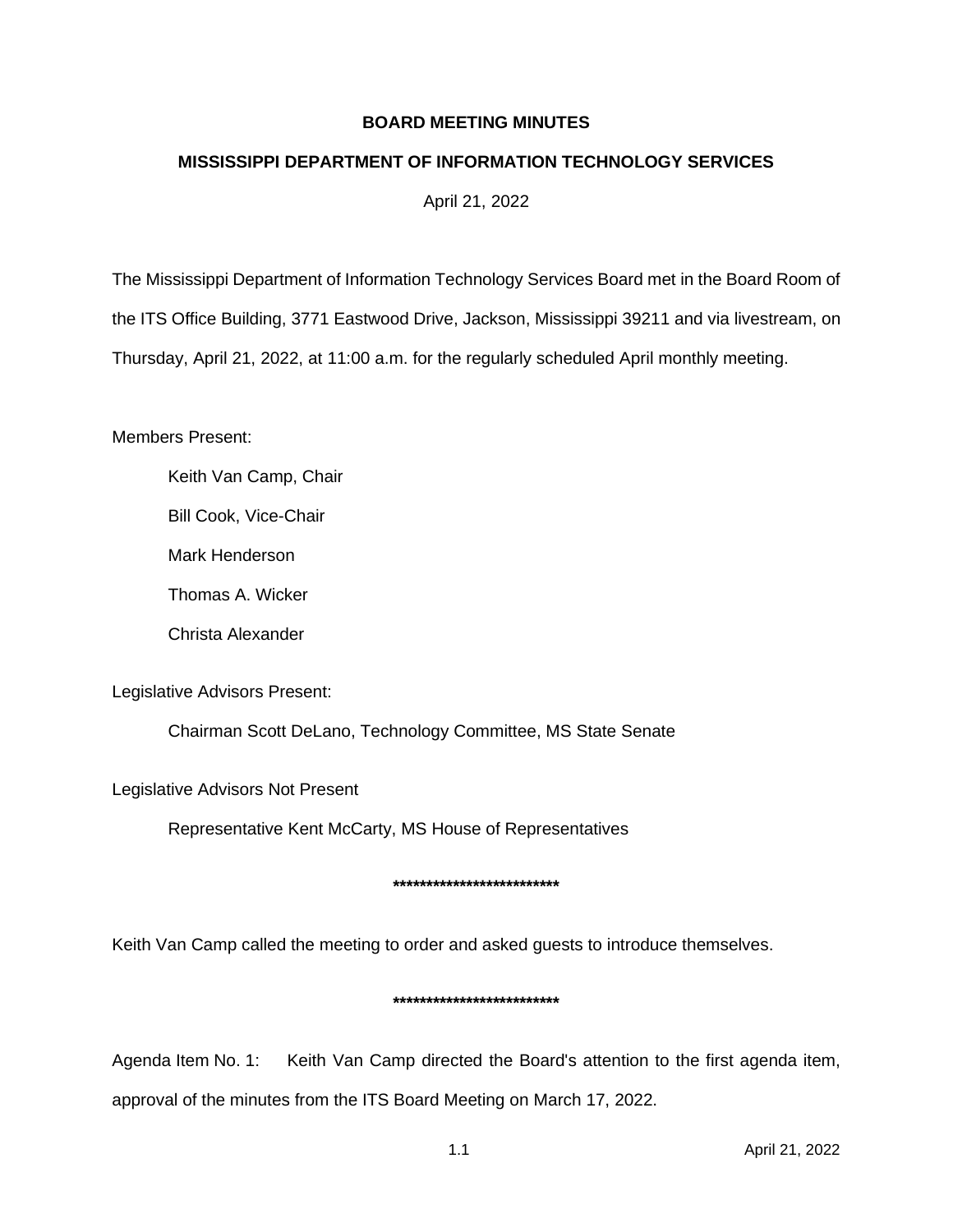# BOARD MEETING MINUTES

## MISSISSIPPI DEPARTMENT OF INFORMATION TECHNOLOGY SERVICES

April 21, 2022

The Mississippi Department of Information Technology Services Board met in the Board Room of the ITS Office Building, 3771 Eastwood Drive, Jackson, Mississippi 39211 and via livestream, on Thursday, April 21, 2022, at 11:00 a.m. for the regularly scheduled April monthly meeting.

Members Present:

Keith Van Camp, Chair

Bill Cook, Vice-Chair

Mark Henderson

Thomas A. Wicker

Christa Alexander

Legislative Advisors Present:

Chairman Scott DeLano, Technology Committee, MS State Senate

Legislative Advisors Not Present

Representative Kent McCarty, MS House of Representatives

**************************

Keith Van Camp called the meeting to order and asked guests to introduce themselves.

**************************

Agenda Item No. 1: Keith Van Camp directed the Board's attention to the first agenda item, approval of the minutes from the ITS Board Meeting on March 17, 2022.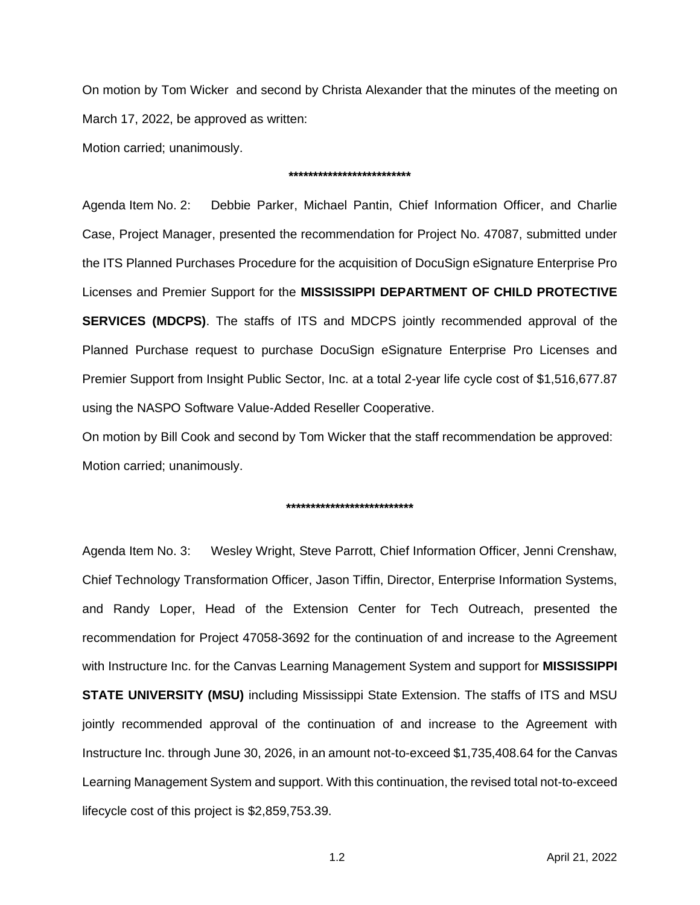On motion by Tom Wicker and second by Christa Alexander that the minutes of the meeting on March 17, 2022, be approved as written:

Motion carried; unanimously.

**************************

Agenda Item No. 2: Debbie Parker, Michael Pantin, Chief Information Officer, and Charlie Case, Project Manager, presented the recommendation for Project No. 47087, submitted under the ITS Planned Purchases Procedure for the acquisition of DocuSign eSignature Enterprise Pro Licenses and Premier Support for the **MISSISSIPPI DEPARTMENT OF CHILD PROTECTIVE SERVICES (MDCPS)**. The staffs of ITS and MDCPS jointly recommended approval of the Planned Purchase request to purchase DocuSign eSignature Enterprise Pro Licenses and Premier Support from Insight Public Sector, Inc. at a total 2-year life cycle cost of $1,516,677.87 using the NASPO Software Value-Added Reseller Cooperative.

On motion by Bill Cook and second by Tom Wicker that the staff recommendation be approved:

Motion carried; unanimously.

**************************

Agenda Item No. 3: Wesley Wright, Steve Parrott, Chief Information Officer, Jenni Crenshaw, Chief Technology Transformation Officer, Jason Tiffin, Director, Enterprise Information Systems, and Randy Loper, Head of the Extension Center for Tech Outreach, presented the recommendation for Project 47058-3692 for the continuation of and increase to the Agreement with Instructure Inc. for the Canvas Learning Management System and support for **MISSISSIPPI STATE UNIVERSITY (MSU)** including Mississippi State Extension. The staffs of ITS and MSU jointly recommended approval of the continuation of and increase to the Agreement with Instructure Inc. through June 30, 2026, in an amount not-to-exceed $1,735,408.64 for the Canvas Learning Management System and support. With this continuation, the revised total not-to-exceed lifecycle cost of this project is $2,859,753.39.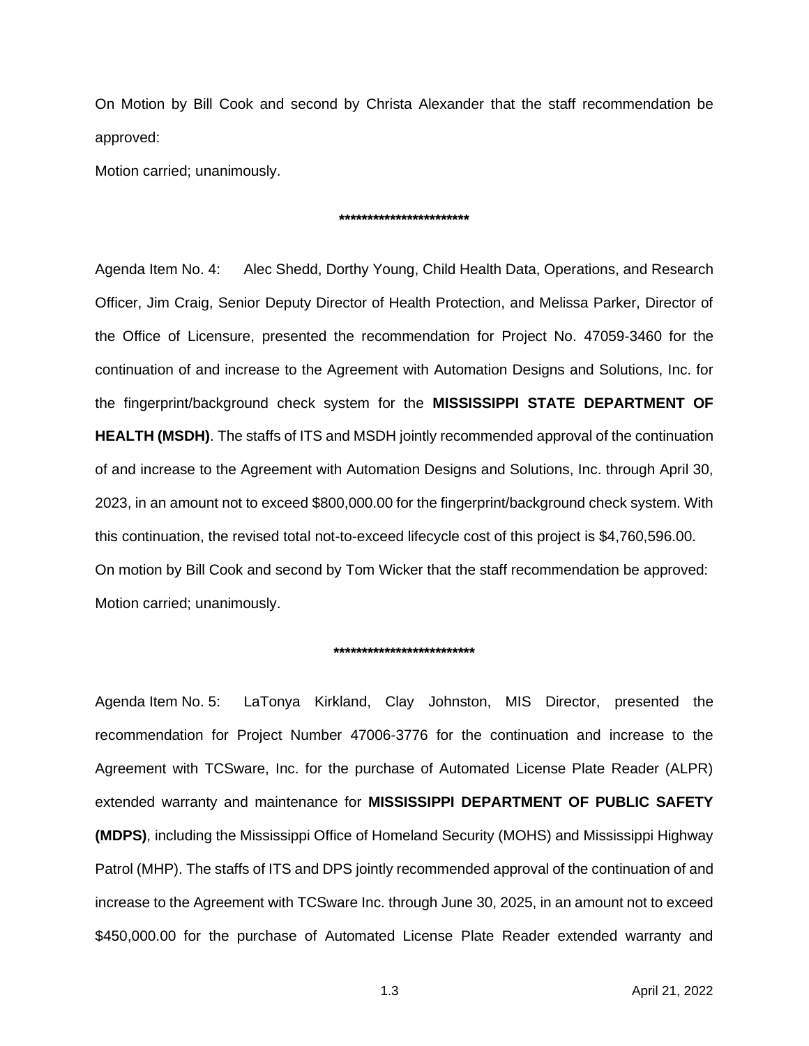On Motion by Bill Cook and second by Christa Alexander that the staff recommendation be approved:

Motion carried; unanimously.

***********************

Agenda Item No. 4: Alec Shedd, Dorthy Young, Child Health Data, Operations, and Research Officer, Jim Craig, Senior Deputy Director of Health Protection, and Melissa Parker, Director of the Office of Licensure, presented the recommendation for Project No. 47059-3460 for the continuation of and increase to the Agreement with Automation Designs and Solutions, Inc. for the fingerprint/background check system for the **MISSISSIPPI STATE DEPARTMENT OF HEALTH (MSDH)**. The staffs of ITS and MSDH jointly recommended approval of the continuation of and increase to the Agreement with Automation Designs and Solutions, Inc. through April 30, 2023, in an amount not to exceed $800,000.00 for the fingerprint/background check system. With this continuation, the revised total not-to-exceed lifecycle cost of this project is $4,760,596.00.

On motion by Bill Cook and second by Tom Wicker that the staff recommendation be approved:

Motion carried; unanimously.

*************************

Agenda Item No. 5: LaTonya Kirkland, Clay Johnston, MIS Director, presented the recommendation for Project Number 47006-3776 for the continuation and increase to the Agreement with TCSware, Inc. for the purchase of Automated License Plate Reader (ALPR) extended warranty and maintenance for **MISSISSIPPI DEPARTMENT OF PUBLIC SAFETY (MDPS)**, including the Mississippi Office of Homeland Security (MOHS) and Mississippi Highway Patrol (MHP). The staffs of ITS and DPS jointly recommended approval of the continuation of and increase to the Agreement with TCSware Inc. through June 30, 2025, in an amount not to exceed $450,000.00 for the purchase of Automated License Plate Reader extended warranty and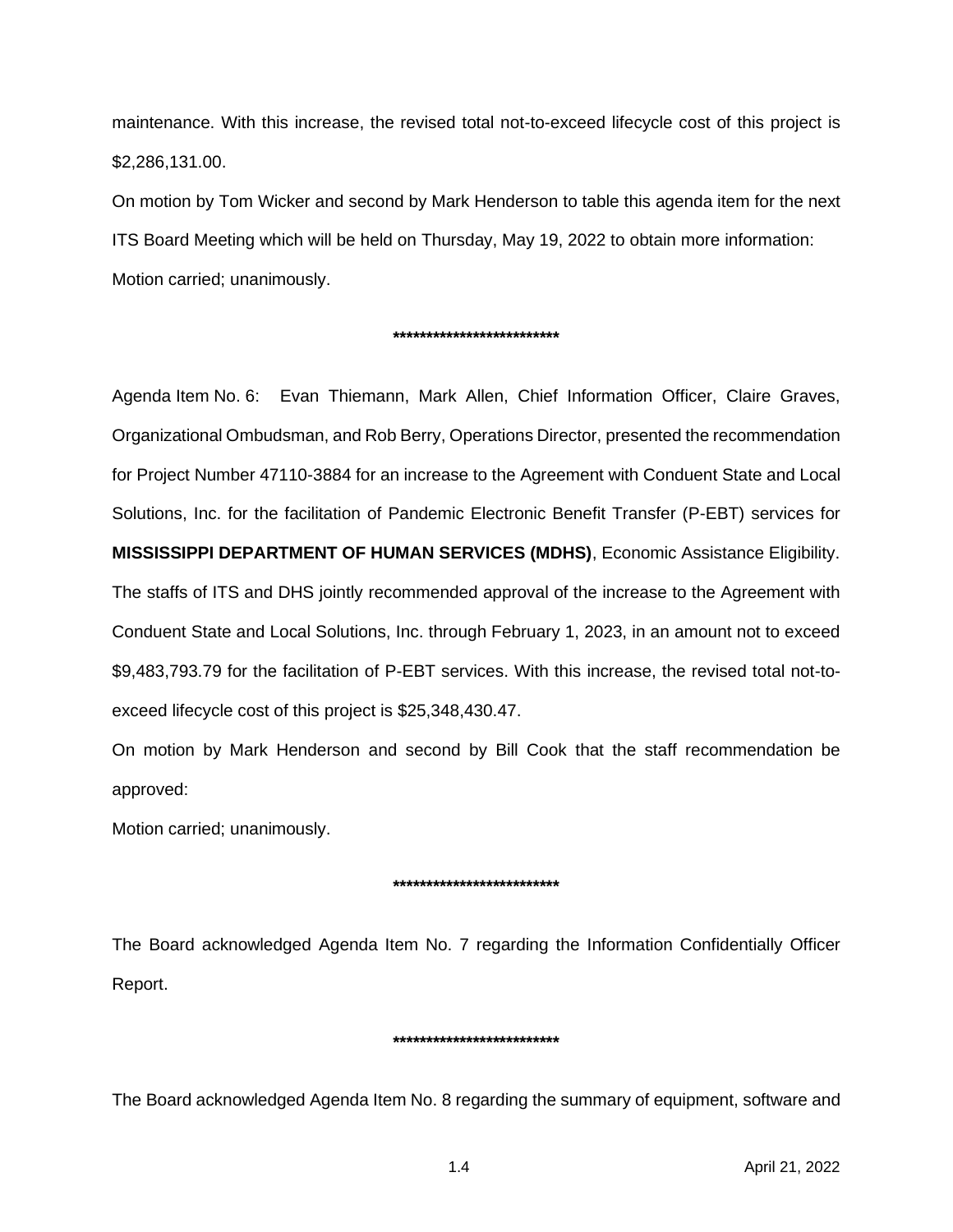maintenance. With this increase, the revised total not-to-exceed lifecycle cost of this project is $2,286,131.00.

On motion by Tom Wicker and second by Mark Henderson to table this agenda item for the next ITS Board Meeting which will be held on Thursday, May 19, 2022 to obtain more information:

Motion carried; unanimously.

**************************

Agenda Item No. 6: Evan Thiemann, Mark Allen, Chief Information Officer, Claire Graves, Organizational Ombudsman, and Rob Berry, Operations Director, presented the recommendation for Project Number 47110-3884 for an increase to the Agreement with Conduent State and Local Solutions, Inc. for the facilitation of Pandemic Electronic Benefit Transfer (P-EBT) services for **MISSISSIPPI DEPARTMENT OF HUMAN SERVICES (MDHS)**, Economic Assistance Eligibility. The staffs of ITS and DHS jointly recommended approval of the increase to the Agreement with Conduent State and Local Solutions, Inc. through February 1, 2023, in an amount not to exceed $9,483,793.79 for the facilitation of P-EBT services. With this increase, the revised total not-to-exceed lifecycle cost of this project is $25,348,430.47.

On motion by Mark Henderson and second by Bill Cook that the staff recommendation be approved:

Motion carried; unanimously.

**************************

The Board acknowledged Agenda Item No. 7 regarding the Information Confidentially Officer Report.

**************************

The Board acknowledged Agenda Item No. 8 regarding the summary of equipment, software and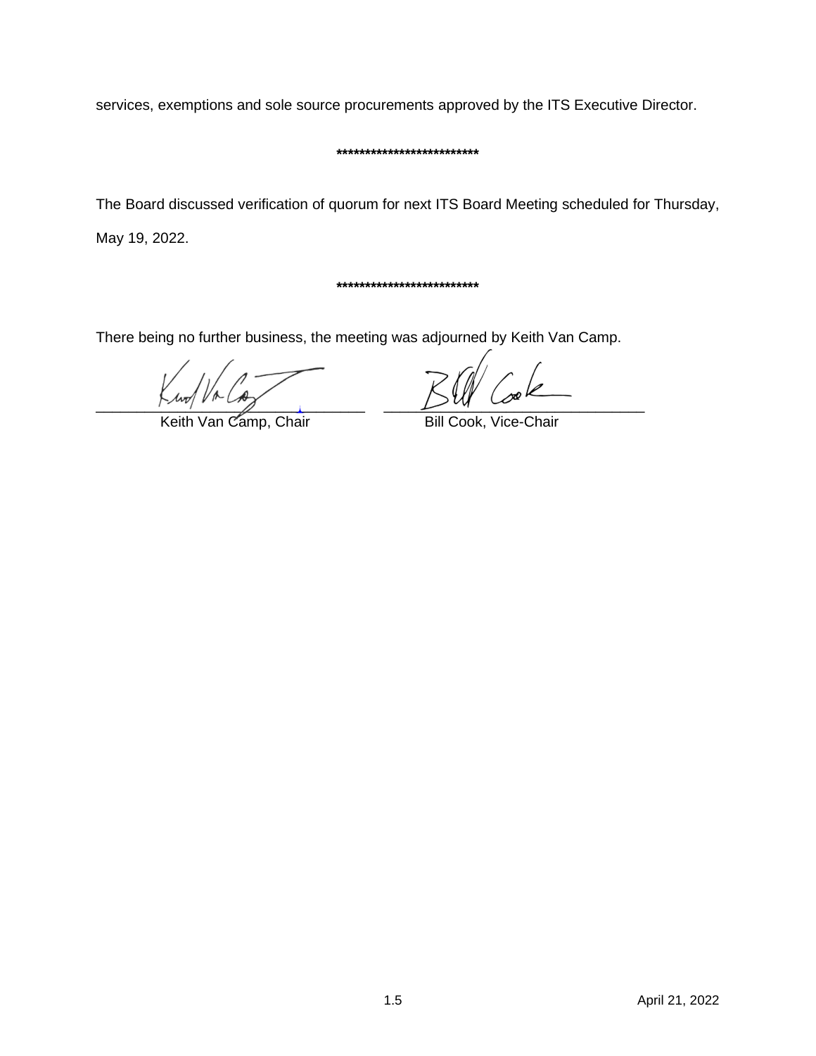services, exemptions and sole source procurements approved by the ITS Executive Director.

*************************

The Board discussed verification of quorum for next ITS Board Meeting scheduled for Thursday, May 19, 2022.

*************************

There being no further business, the meeting was adjourned by Keith Van Camp.

Keith Van Camp, Chair

Bill Cook, Vice-Chair